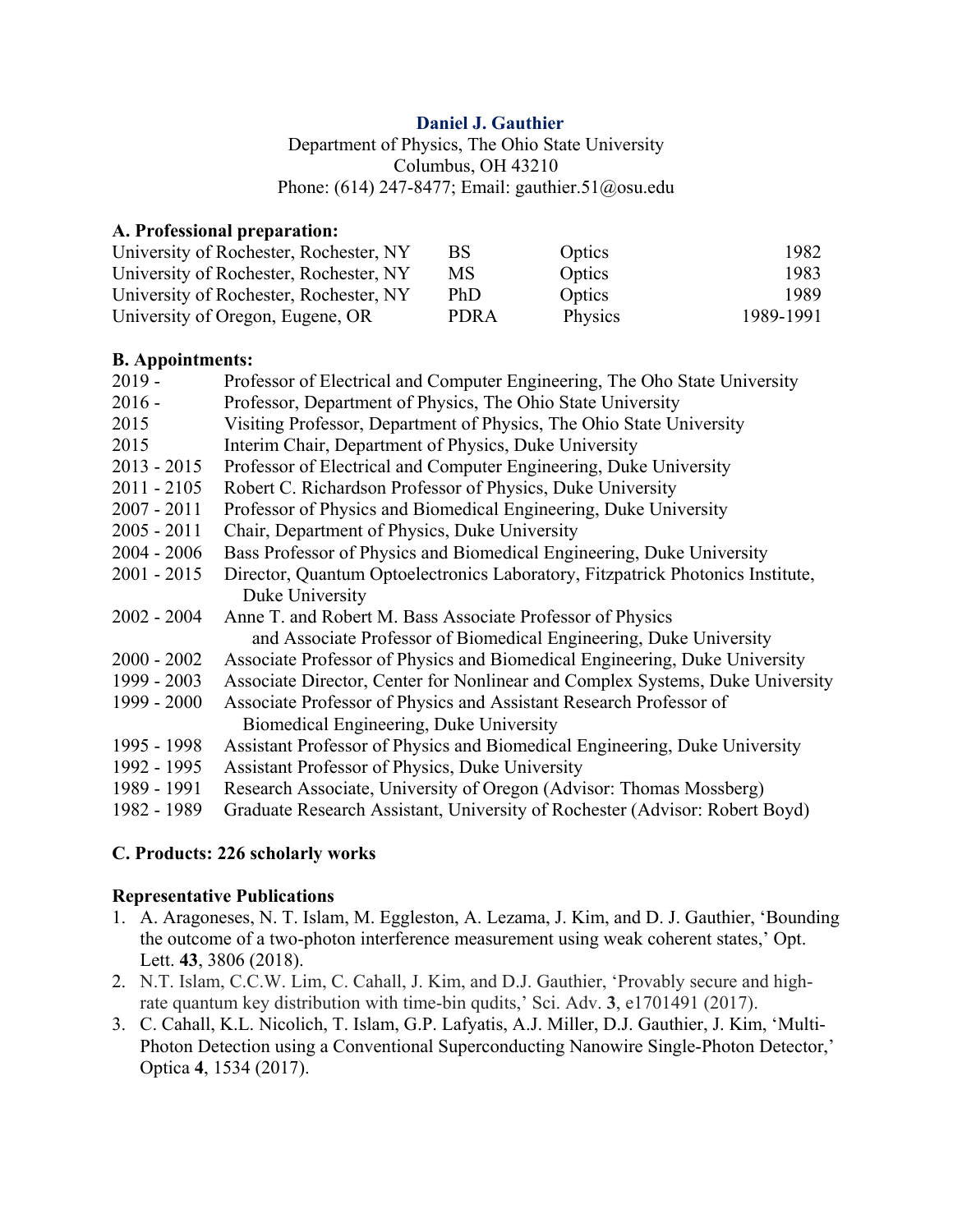# Daniel J. Gauthier

Department of Physics, The Ohio State University
Columbus, OH 43210
Phone: (614) 247-8477; Email: gauthier.51@osu.edu

## A. Professional preparation:

| | | | |
|---|---|---|---|
| University of Rochester, Rochester, NY | BS | Optics | 1982 |
| University of Rochester, Rochester, NY | MS | Optics | 1983 |
| University of Rochester, Rochester, NY | PhD | Optics | 1989 |
| University of Oregon, Eugene, OR | PDRA | Physics | 1989-1991 |

## B. Appointments:

| | |
|---|---|
| 2019 - | Professor of Electrical and Computer Engineering, The Oho State University |
| 2016 - | Professor, Department of Physics, The Ohio State University |
| 2015 | Visiting Professor, Department of Physics, The Ohio State University |
| 2015 | Interim Chair, Department of Physics, Duke University |
| 2013 - 2015 | Professor of Electrical and Computer Engineering, Duke University |
| 2011 - 2105 | Robert C. Richardson Professor of Physics, Duke University |
| 2007 - 2011 | Professor of Physics and Biomedical Engineering, Duke University |
| 2005 - 2011 | Chair, Department of Physics, Duke University |
| 2004 - 2006 | Bass Professor of Physics and Biomedical Engineering, Duke University |
| 2001 - 2015 | Director, Quantum Optoelectronics Laboratory, Fitzpatrick Photonics Institute, Duke University |
| 2002 - 2004 | Anne T. and Robert M. Bass Associate Professor of Physics and Associate Professor of Biomedical Engineering, Duke University |
| 2000 - 2002 | Associate Professor of Physics and Biomedical Engineering, Duke University |
| 1999 - 2003 | Associate Director, Center for Nonlinear and Complex Systems, Duke University |
| 1999 - 2000 | Associate Professor of Physics and Assistant Research Professor of Biomedical Engineering, Duke University |
| 1995 - 1998 | Assistant Professor of Physics and Biomedical Engineering, Duke University |
| 1992 - 1995 | Assistant Professor of Physics, Duke University |
| 1989 - 1991 | Research Associate, University of Oregon (Advisor: Thomas Mossberg) |
| 1982 - 1989 | Graduate Research Assistant, University of Rochester (Advisor: Robert Boyd) |

## C. Products: 226 scholarly works

### Representative Publications

1. A. Aragoneses, N. T. Islam, M. Eggleston, A. Lezama, J. Kim, and D. J. Gauthier, 'Bounding the outcome of a two-photon interference measurement using weak coherent states,' Opt. Lett. **43**, 3806 (2018).
2. N.T. Islam, C.C.W. Lim, C. Cahall, J. Kim, and D.J. Gauthier, 'Provably secure and high-rate quantum key distribution with time-bin qudits,' Sci. Adv. **3**, e1701491 (2017).
3. C. Cahall, K.L. Nicolich, T. Islam, G.P. Lafyatis, A.J. Miller, D.J. Gauthier, J. Kim, 'Multi-Photon Detection using a Conventional Superconducting Nanowire Single-Photon Detector,' Optica **4**, 1534 (2017).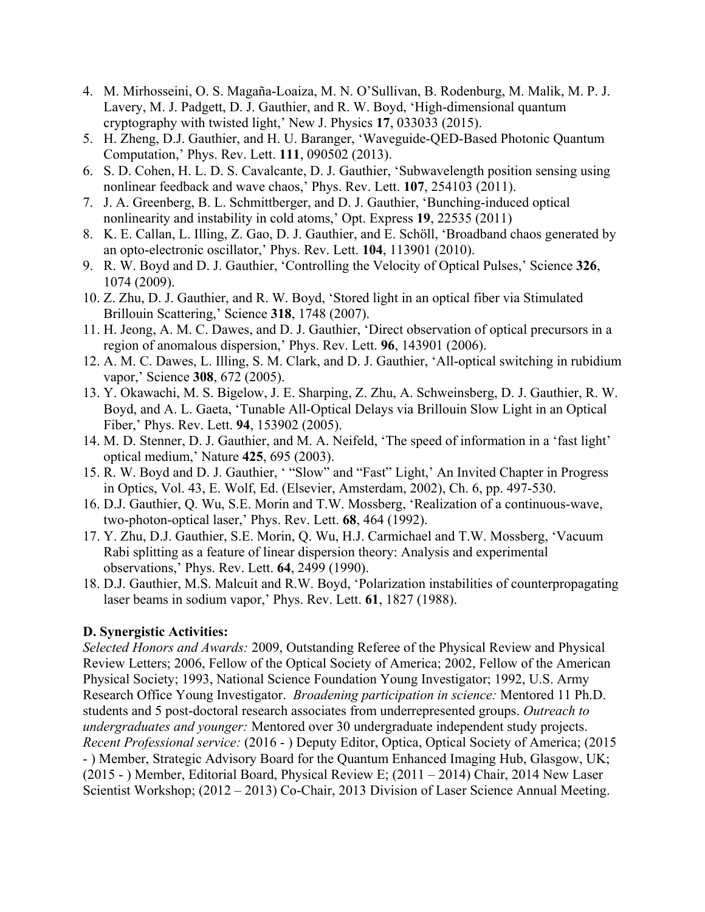4. M. Mirhosseini, O. S. Magaña-Loaiza, M. N. O'Sullivan, B. Rodenburg, M. Malik, M. P. J. Lavery, M. J. Padgett, D. J. Gauthier, and R. W. Boyd, 'High-dimensional quantum cryptography with twisted light,' New J. Physics **17**, 033033 (2015).
5. H. Zheng, D.J. Gauthier, and H. U. Baranger, 'Waveguide-QED-Based Photonic Quantum Computation,' Phys. Rev. Lett. **111**, 090502 (2013).
6. S. D. Cohen, H. L. D. S. Cavalcante, D. J. Gauthier, 'Subwavelength position sensing using nonlinear feedback and wave chaos,' Phys. Rev. Lett. **107**, 254103 (2011).
7. J. A. Greenberg, B. L. Schmittberger, and D. J. Gauthier, 'Bunching-induced optical nonlinearity and instability in cold atoms,' Opt. Express **19**, 22535 (2011)
8. K. E. Callan, L. Illing, Z. Gao, D. J. Gauthier, and E. Schöll, 'Broadband chaos generated by an opto-electronic oscillator,' Phys. Rev. Lett. **104**, 113901 (2010).
9. R. W. Boyd and D. J. Gauthier, 'Controlling the Velocity of Optical Pulses,' Science **326**, 1074 (2009).
10. Z. Zhu, D. J. Gauthier, and R. W. Boyd, 'Stored light in an optical fiber via Stimulated Brillouin Scattering,' Science **318**, 1748 (2007).
11. H. Jeong, A. M. C. Dawes, and D. J. Gauthier, 'Direct observation of optical precursors in a region of anomalous dispersion,' Phys. Rev. Lett. **96**, 143901 (2006).
12. A. M. C. Dawes, L. Illing, S. M. Clark, and D. J. Gauthier, 'All-optical switching in rubidium vapor,' Science **308**, 672 (2005).
13. Y. Okawachi, M. S. Bigelow, J. E. Sharping, Z. Zhu, A. Schweinsberg, D. J. Gauthier, R. W. Boyd, and A. L. Gaeta, 'Tunable All-Optical Delays via Brillouin Slow Light in an Optical Fiber,' Phys. Rev. Lett. **94**, 153902 (2005).
14. M. D. Stenner, D. J. Gauthier, and M. A. Neifeld, 'The speed of information in a 'fast light' optical medium,' Nature **425**, 695 (2003).
15. R. W. Boyd and D. J. Gauthier, ' "Slow" and "Fast" Light,' An Invited Chapter in Progress in Optics, Vol. 43, E. Wolf, Ed. (Elsevier, Amsterdam, 2002), Ch. 6, pp. 497-530.
16. D.J. Gauthier, Q. Wu, S.E. Morin and T.W. Mossberg, 'Realization of a continuous-wave, two-photon-optical laser,' Phys. Rev. Lett. **68**, 464 (1992).
17. Y. Zhu, D.J. Gauthier, S.E. Morin, Q. Wu, H.J. Carmichael and T.W. Mossberg, 'Vacuum Rabi splitting as a feature of linear dispersion theory: Analysis and experimental observations,' Phys. Rev. Lett. **64**, 2499 (1990).
18. D.J. Gauthier, M.S. Malcuit and R.W. Boyd, 'Polarization instabilities of counterpropagating laser beams in sodium vapor,' Phys. Rev. Lett. **61**, 1827 (1988).

**D. Synergistic Activities:**

*Selected Honors and Awards:* 2009, Outstanding Referee of the Physical Review and Physical Review Letters; 2006, Fellow of the Optical Society of America; 2002, Fellow of the American Physical Society; 1993, National Science Foundation Young Investigator; 1992, U.S. Army Research Office Young Investigator. *Broadening participation in science:* Mentored 11 Ph.D. students and 5 post-doctoral research associates from underrepresented groups. *Outreach to undergraduates and younger:* Mentored over 30 undergraduate independent study projects. *Recent Professional service:* (2016 - ) Deputy Editor, Optica, Optical Society of America; (2015 - ) Member, Strategic Advisory Board for the Quantum Enhanced Imaging Hub, Glasgow, UK; (2015 - ) Member, Editorial Board, Physical Review E; (2011 – 2014) Chair, 2014 New Laser Scientist Workshop; (2012 – 2013) Co-Chair, 2013 Division of Laser Science Annual Meeting.